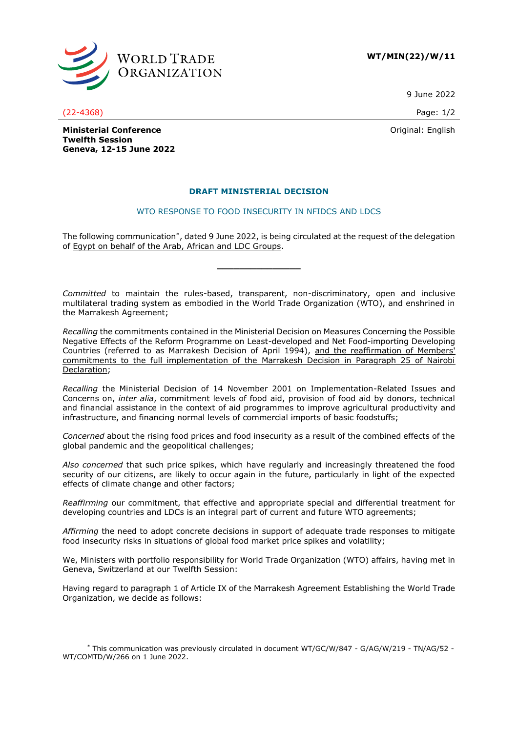**WT/MIN(22)/W/11**

9 June 2022

(22-4368)

Original: English

**Ministerial Conference**
**Twelfth Session**
**Geneva, 12-15 June 2022**

## DRAFT MINISTERIAL DECISION

### WTO RESPONSE TO FOOD INSECURITY IN NFIDCS AND LDCS

The following communication*, dated 9 June 2022, is being circulated at the request of the delegation of Egypt on behalf of the Arab, African and LDC Groups.

---

*Committed* to maintain the rules-based, transparent, non-discriminatory, open and inclusive multilateral trading system as embodied in the World Trade Organization (WTO), and enshrined in the Marrakesh Agreement;

*Recalling* the commitments contained in the Ministerial Decision on Measures Concerning the Possible Negative Effects of the Reform Programme on Least-developed and Net Food-importing Developing Countries (referred to as Marrakesh Decision of April 1994), and the reaffirmation of Members' commitments to the full implementation of the Marrakesh Decision in Paragraph 25 of Nairobi Declaration;

*Recalling* the Ministerial Decision of 14 November 2001 on Implementation-Related Issues and Concerns on, *inter alia*, commitment levels of food aid, provision of food aid by donors, technical and financial assistance in the context of aid programmes to improve agricultural productivity and infrastructure, and financing normal levels of commercial imports of basic foodstuffs;

*Concerned* about the rising food prices and food insecurity as a result of the combined effects of the global pandemic and the geopolitical challenges;

*Also concerned* that such price spikes, which have regularly and increasingly threatened the food security of our citizens, are likely to occur again in the future, particularly in light of the expected effects of climate change and other factors;

*Reaffirming* our commitment, that effective and appropriate special and differential treatment for developing countries and LDCs is an integral part of current and future WTO agreements;

*Affirming* the need to adopt concrete decisions in support of adequate trade responses to mitigate food insecurity risks in situations of global food market price spikes and volatility;

We, Ministers with portfolio responsibility for World Trade Organization (WTO) affairs, having met in Geneva, Switzerland at our Twelfth Session:

Having regard to paragraph 1 of Article IX of the Marrakesh Agreement Establishing the World Trade Organization, we decide as follows:

---

* This communication was previously circulated in document WT/GC/W/847 - G/AG/W/219 - TN/AG/52 - WT/COMTD/W/266 on 1 June 2022.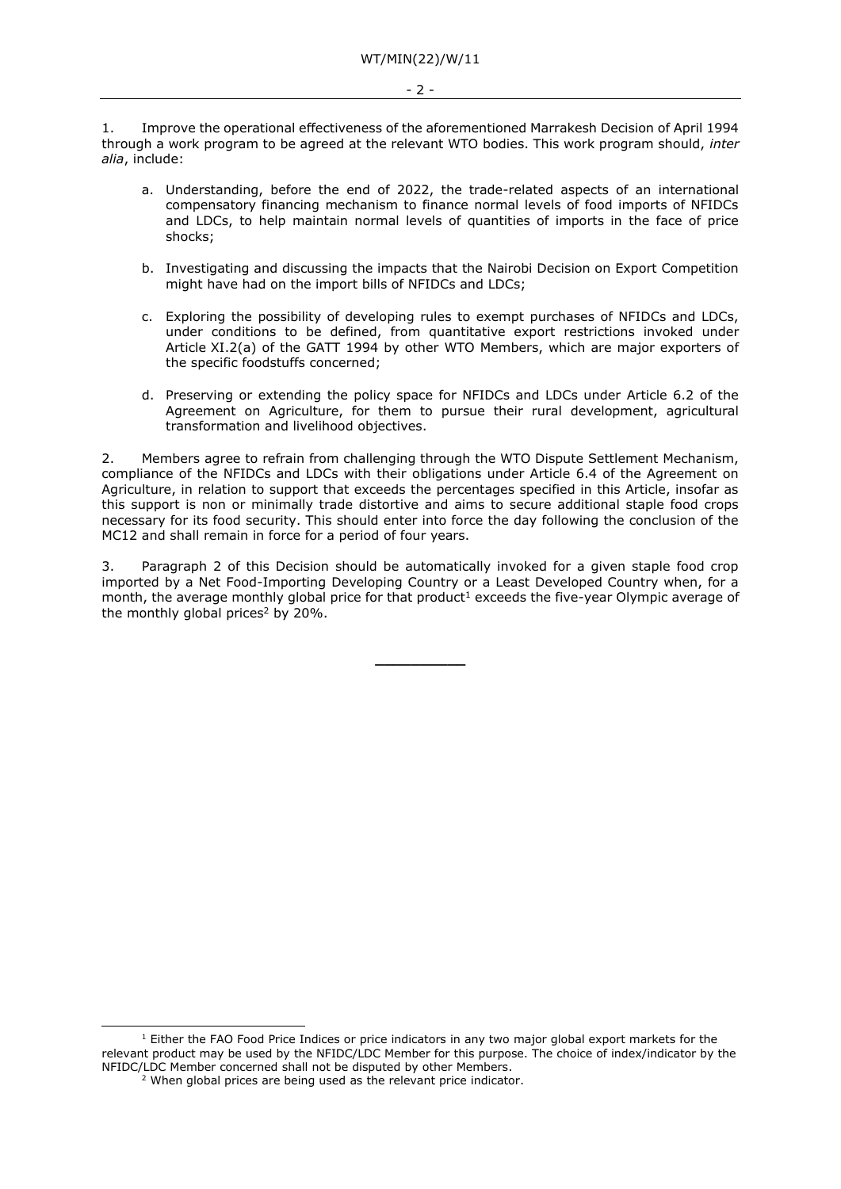1. Improve the operational effectiveness of the aforementioned Marrakesh Decision of April 1994 through a work program to be agreed at the relevant WTO bodies. This work program should, *inter alia*, include:

   a. Understanding, before the end of 2022, the trade-related aspects of an international compensatory financing mechanism to finance normal levels of food imports of NFIDCs and LDCs, to help maintain normal levels of quantities of imports in the face of price shocks;

   b. Investigating and discussing the impacts that the Nairobi Decision on Export Competition might have had on the import bills of NFIDCs and LDCs;

   c. Exploring the possibility of developing rules to exempt purchases of NFIDCs and LDCs, under conditions to be defined, from quantitative export restrictions invoked under Article XI.2(a) of the GATT 1994 by other WTO Members, which are major exporters of the specific foodstuffs concerned;

   d. Preserving or extending the policy space for NFIDCs and LDCs under Article 6.2 of the Agreement on Agriculture, for them to pursue their rural development, agricultural transformation and livelihood objectives.

2. Members agree to refrain from challenging through the WTO Dispute Settlement Mechanism, compliance of the NFIDCs and LDCs with their obligations under Article 6.4 of the Agreement on Agriculture, in relation to support that exceeds the percentages specified in this Article, insofar as this support is non or minimally trade distortive and aims to secure additional staple food crops necessary for its food security. This should enter into force the day following the conclusion of the MC12 and shall remain in force for a period of four years.

3. Paragraph 2 of this Decision should be automatically invoked for a given staple food crop imported by a Net Food-Importing Developing Country or a Least Developed Country when, for a month, the average monthly global price for that product[1] exceeds the five-year Olympic average of the monthly global prices[2] by 20%.

---

[1] Either the FAO Food Price Indices or price indicators in any two major global export markets for the relevant product may be used by the NFIDC/LDC Member for this purpose. The choice of index/indicator by the NFIDC/LDC Member concerned shall not be disputed by other Members.

[2] When global prices are being used as the relevant price indicator.